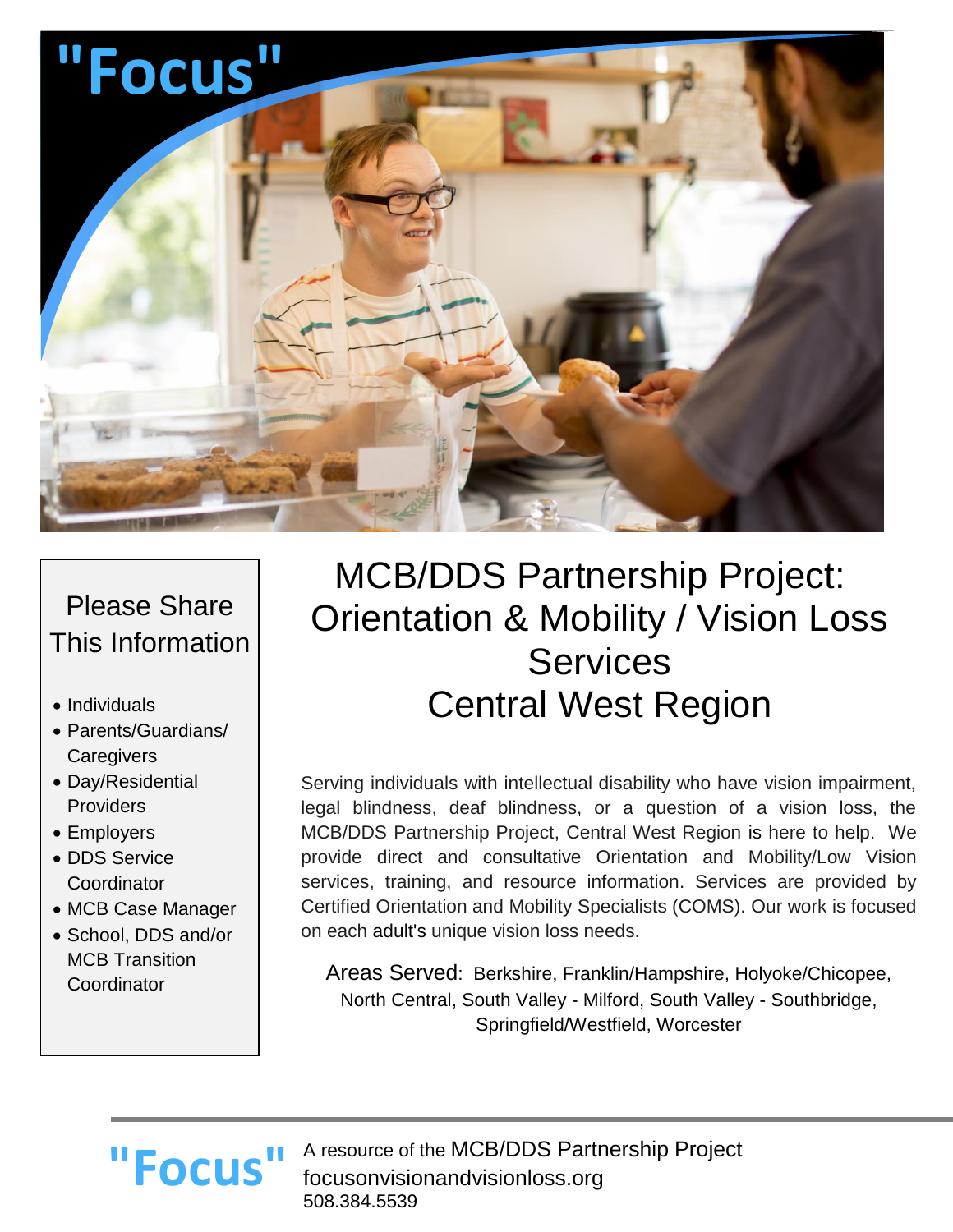"Focus"

# MCB/DDS Partnership Project: Orientation & Mobility / Vision Loss Services Central West Region

## Please Share This Information

- Individuals
- Parents/Guardians/ Caregivers
- Day/Residential Providers
- Employers
- DDS Service Coordinator
- MCB Case Manager
- School, DDS and/or MCB Transition Coordinator

Serving individuals with intellectual disability who have vision impairment, legal blindness, deaf blindness, or a question of a vision loss, the MCB/DDS Partnership Project, Central West Region is here to help. We provide direct and consultative Orientation and Mobility/Low Vision services, training, and resource information. Services are provided by Certified Orientation and Mobility Specialists (COMS). Our work is focused on each adult's unique vision loss needs.

Areas Served: Berkshire, Franklin/Hampshire, Holyoke/Chicopee, North Central, South Valley - Milford, South Valley - Southbridge, Springfield/Westfield, Worcester

"Focus" A resource of the MCB/DDS Partnership Project
focusonvisionandvisionloss.org
508.384.5539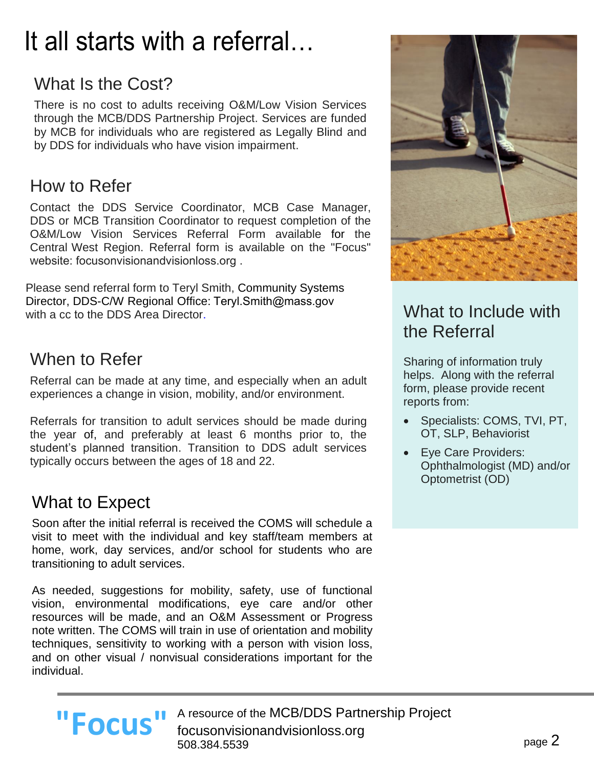# It all starts with a referral…

## What Is the Cost?

There is no cost to adults receiving O&M/Low Vision Services through the MCB/DDS Partnership Project. Services are funded by MCB for individuals who are registered as Legally Blind and by DDS for individuals who have vision impairment.

## How to Refer

Contact the DDS Service Coordinator, MCB Case Manager, DDS or MCB Transition Coordinator to request completion of the O&M/Low Vision Services Referral Form available for the Central West Region. Referral form is available on the "Focus" website: focusonvisionandvisionloss.org .

Please send referral form to Teryl Smith, Community Systems Director, DDS-C/W Regional Office: Teryl.Smith@mass.gov with a cc to the DDS Area Director.

## When to Refer

Referral can be made at any time, and especially when an adult experiences a change in vision, mobility, and/or environment.

Referrals for transition to adult services should be made during the year of, and preferably at least 6 months prior to, the student's planned transition. Transition to DDS adult services typically occurs between the ages of 18 and 22.

## What to Expect

Soon after the initial referral is received the COMS will schedule a visit to meet with the individual and key staff/team members at home, work, day services, and/or school for students who are transitioning to adult services.

As needed, suggestions for mobility, safety, use of functional vision, environmental modifications, eye care and/or other resources will be made, and an O&M Assessment or Progress note written. The COMS will train in use of orientation and mobility techniques, sensitivity to working with a person with vision loss, and on other visual / nonvisual considerations important for the individual.

## What to Include with the Referral

Sharing of information truly helps. Along with the referral form, please provide recent reports from:

- Specialists: COMS, TVI, PT, OT, SLP, Behaviorist
- Eye Care Providers: Ophthalmologist (MD) and/or Optometrist (OD)

"Focus" A resource of the MCB/DDS Partnership Project
focusonvisionandvisionloss.org
508.384.5539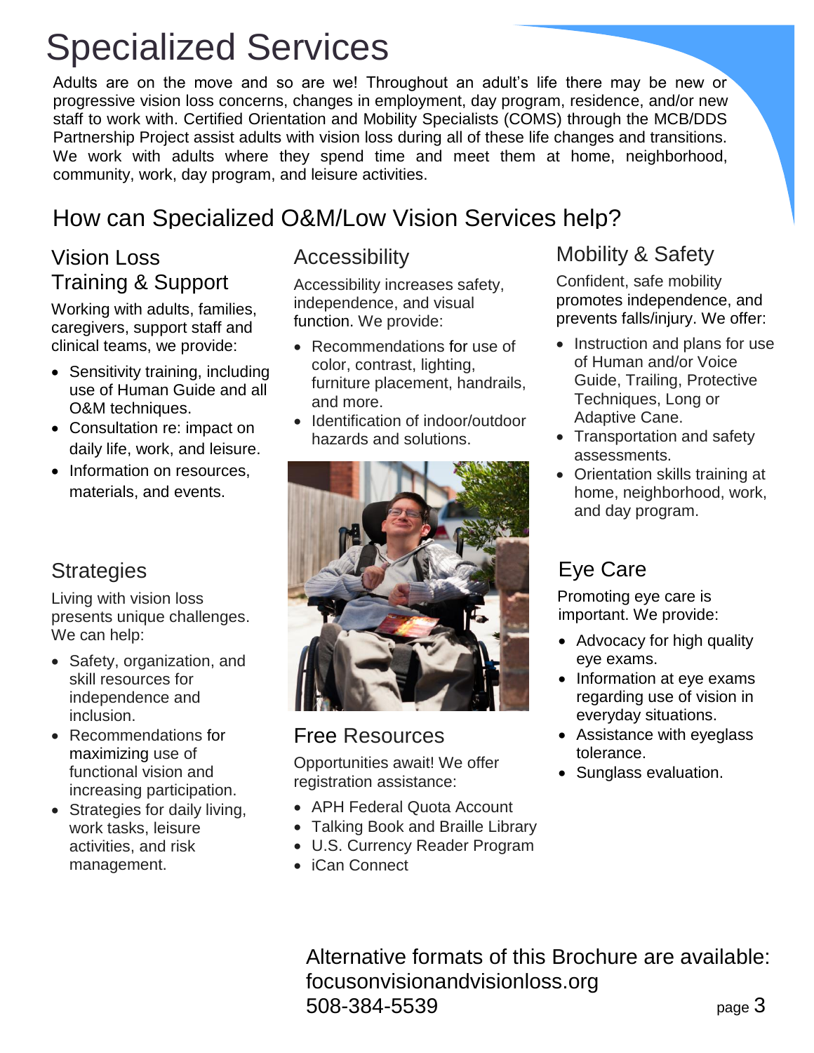# Specialized Services

Adults are on the move and so are we! Throughout an adult's life there may be new or progressive vision loss concerns, changes in employment, day program, residence, and/or new staff to work with. Certified Orientation and Mobility Specialists (COMS) through the MCB/DDS Partnership Project assist adults with vision loss during all of these life changes and transitions. We work with adults where they spend time and meet them at home, neighborhood, community, work, day program, and leisure activities.

## How can Specialized O&M/Low Vision Services help?

### Vision Loss Training & Support

Working with adults, families, caregivers, support staff and clinical teams, we provide:

- Sensitivity training, including use of Human Guide and all O&M techniques.
- Consultation re: impact on daily life, work, and leisure.
- Information on resources, materials, and events.

### Strategies

Living with vision loss presents unique challenges. We can help:

- Safety, organization, and skill resources for independence and inclusion.
- Recommendations for maximizing use of functional vision and increasing participation.
- Strategies for daily living, work tasks, leisure activities, and risk management.

### Accessibility

Accessibility increases safety, independence, and visual function. We provide:

- Recommendations for use of color, contrast, lighting, furniture placement, handrails, and more.
- Identification of indoor/outdoor hazards and solutions.

### Free Resources

Opportunities await! We offer registration assistance:

- APH Federal Quota Account
- Talking Book and Braille Library
- U.S. Currency Reader Program
- iCan Connect

### Mobility & Safety

Confident, safe mobility promotes independence, and prevents falls/injury. We offer:

- Instruction and plans for use of Human and/or Voice Guide, Trailing, Protective Techniques, Long or Adaptive Cane.
- Transportation and safety assessments.
- Orientation skills training at home, neighborhood, work, and day program.

### Eye Care

Promoting eye care is important. We provide:

- Advocacy for high quality eye exams.
- Information at eye exams regarding use of vision in everyday situations.
- Assistance with eyeglass tolerance.
- Sunglass evaluation.

Alternative formats of this Brochure are available:
focusonvisionandvisionloss.org
508-384-5539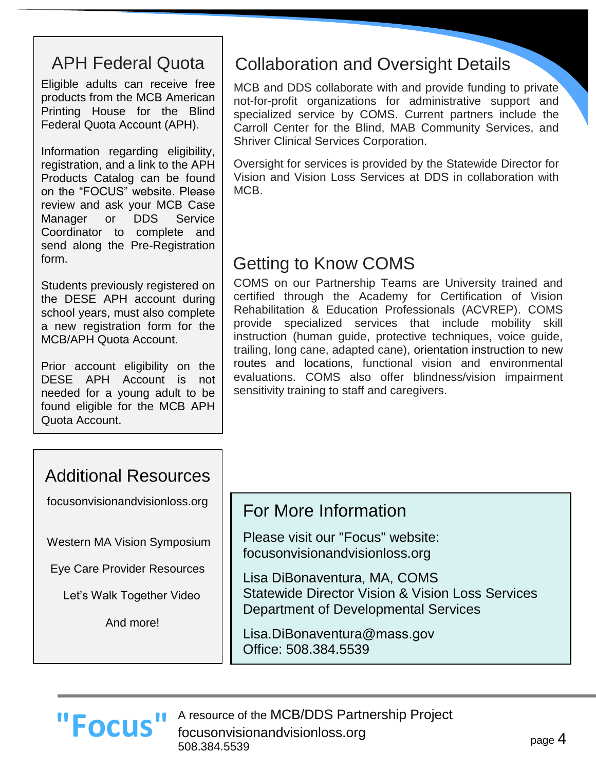## APH Federal Quota

Eligible adults can receive free products from the MCB American Printing House for the Blind Federal Quota Account (APH).

Information regarding eligibility, registration, and a link to the APH Products Catalog can be found on the "FOCUS" website. Please review and ask your MCB Case Manager or DDS Service Coordinator to complete and send along the Pre-Registration form.

Students previously registered on the DESE APH account during school years, must also complete a new registration form for the MCB/APH Quota Account.

Prior account eligibility on the DESE APH Account is not needed for a young adult to be found eligible for the MCB APH Quota Account.

## Collaboration and Oversight Details

MCB and DDS collaborate with and provide funding to private not-for-profit organizations for administrative support and specialized service by COMS. Current partners include the Carroll Center for the Blind, MAB Community Services, and Shriver Clinical Services Corporation.

Oversight for services is provided by the Statewide Director for Vision and Vision Loss Services at DDS in collaboration with MCB.

## Getting to Know COMS

COMS on our Partnership Teams are University trained and certified through the Academy for Certification of Vision Rehabilitation & Education Professionals (ACVREP). COMS provide specialized services that include mobility skill instruction (human guide, protective techniques, voice guide, trailing, long cane, adapted cane), orientation instruction to new routes and locations, functional vision and environmental evaluations. COMS also offer blindness/vision impairment sensitivity training to staff and caregivers.

## Additional Resources

focusonvisionandvisionloss.org

Western MA Vision Symposium

Eye Care Provider Resources

Let's Walk Together Video

And more!

## For More Information

Please visit our "Focus" website:
focusonvisionandvisionloss.org

Lisa DiBonaventura, MA, COMS
Statewide Director Vision & Vision Loss Services
Department of Developmental Services

Lisa.DiBonaventura@mass.gov
Office: 508.384.5539